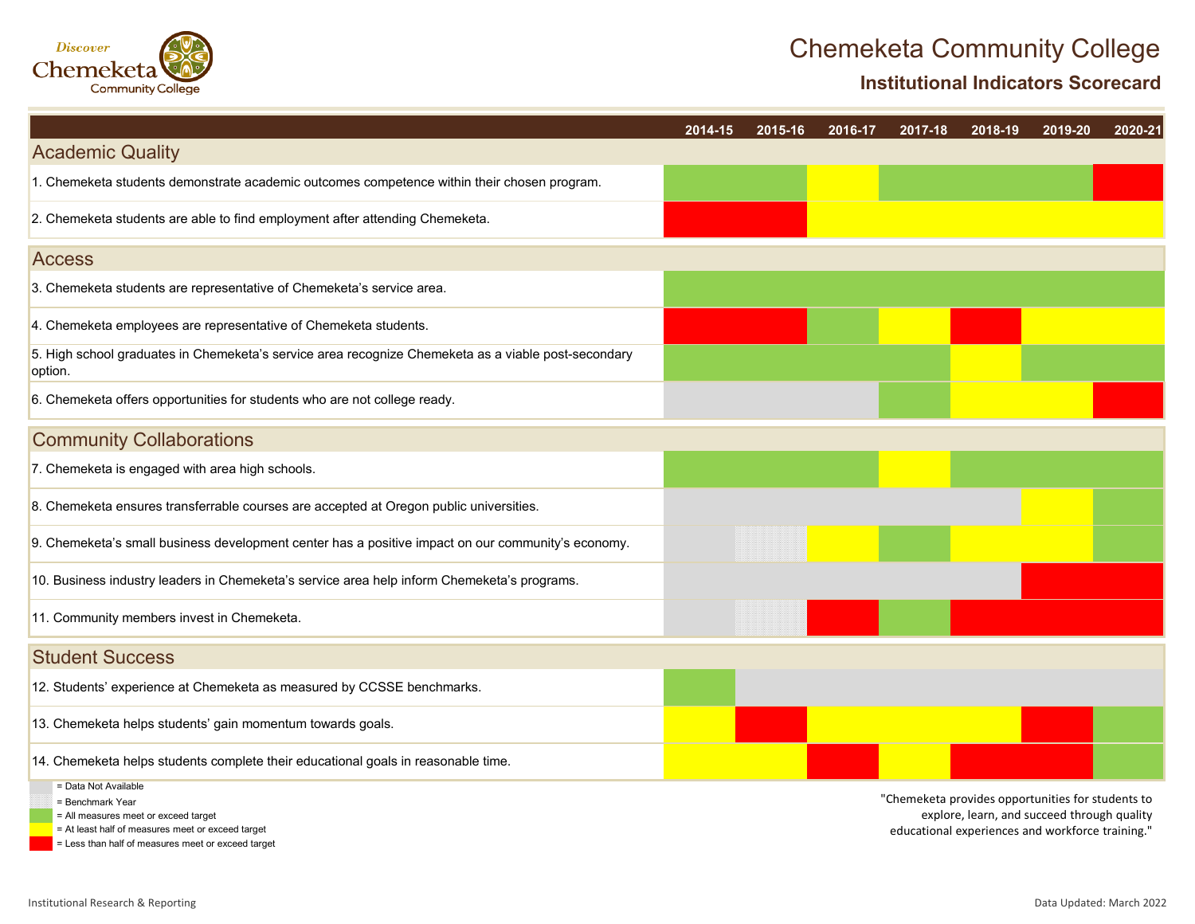# Chemeketa Community College

## Institutional Indicators Scorecard

| | 2014-15 | 2015-16 | 2016-17 | 2017-18 | 2018-19 | 2019-20 | 2020-21 |
|---|---|---|---|---|---|---|---|
| **Academic Quality** | | | | | | | |
| 1. Chemeketa students demonstrate academic outcomes competence within their chosen program. | Green | Green | Yellow | Green | Green | Green | Red |
| 2. Chemeketa students are able to find employment after attending Chemeketa. | Red | Red | Yellow | Yellow | Yellow | Yellow | Yellow |
| **Access** | | | | | | | |
| 3. Chemeketa students are representative of Chemeketa's service area. | Green | Green | Green | Green | Green | Green | Green |
| 4. Chemeketa employees are representative of Chemeketa students. | Red | Red | Green | Yellow | Red | Yellow | Yellow |
| 5. High school graduates in Chemeketa's service area recognize Chemeketa as a viable post-secondary option. | Green | Green | Green | Green | Yellow | Green | Green |
| 6. Chemeketa offers opportunities for students who are not college ready. | Data Not Available | Data Not Available | Data Not Available | Green | Yellow | Yellow | Red |
| **Community Collaborations** | | | | | | | |
| 7. Chemeketa is engaged with area high schools. | Green | Green | Green | Yellow | Green | Green | Green |
| 8. Chemeketa ensures transferrable courses are accepted at Oregon public universities. | Data Not Available | Data Not Available | Data Not Available | Data Not Available | Data Not Available | Yellow | Green |
| 9. Chemeketa's small business development center has a positive impact on our community's economy. | Data Not Available | Benchmark Year | Yellow | Green | Yellow | Yellow | Green |
| 10. Business industry leaders in Chemeketa's service area help inform Chemeketa's programs. | Data Not Available | Data Not Available | Data Not Available | Data Not Available | Data Not Available | Red | Red |
| 11. Community members invest in Chemeketa. | Data Not Available | Benchmark Year | Red | Green | Red | Red | Red |
| **Student Success** | | | | | | | |
| 12. Students' experience at Chemeketa as measured by CCSSE benchmarks. | Green | Data Not Available | Data Not Available | Data Not Available | Data Not Available | Data Not Available | Data Not Available |
| 13. Chemeketa helps students' gain momentum towards goals. | Yellow | Red | Yellow | Yellow | Yellow | Red | Green |
| 14. Chemeketa helps students complete their educational goals in reasonable time. | Yellow | Yellow | Red | Yellow | Red | Red | Green |

- (Grey) = Data Not Available
- (Dotted) = Benchmark Year
- (Green) = All measures meet or exceed target
- (Yellow) = At least half of measures meet or exceed target
- (Red) = Less than half of measures meet or exceed target

"Chemeketa provides opportunities for students to explore, learn, and succeed through quality educational experiences and workforce training."

Institutional Research & Reporting

Data Updated: March 2022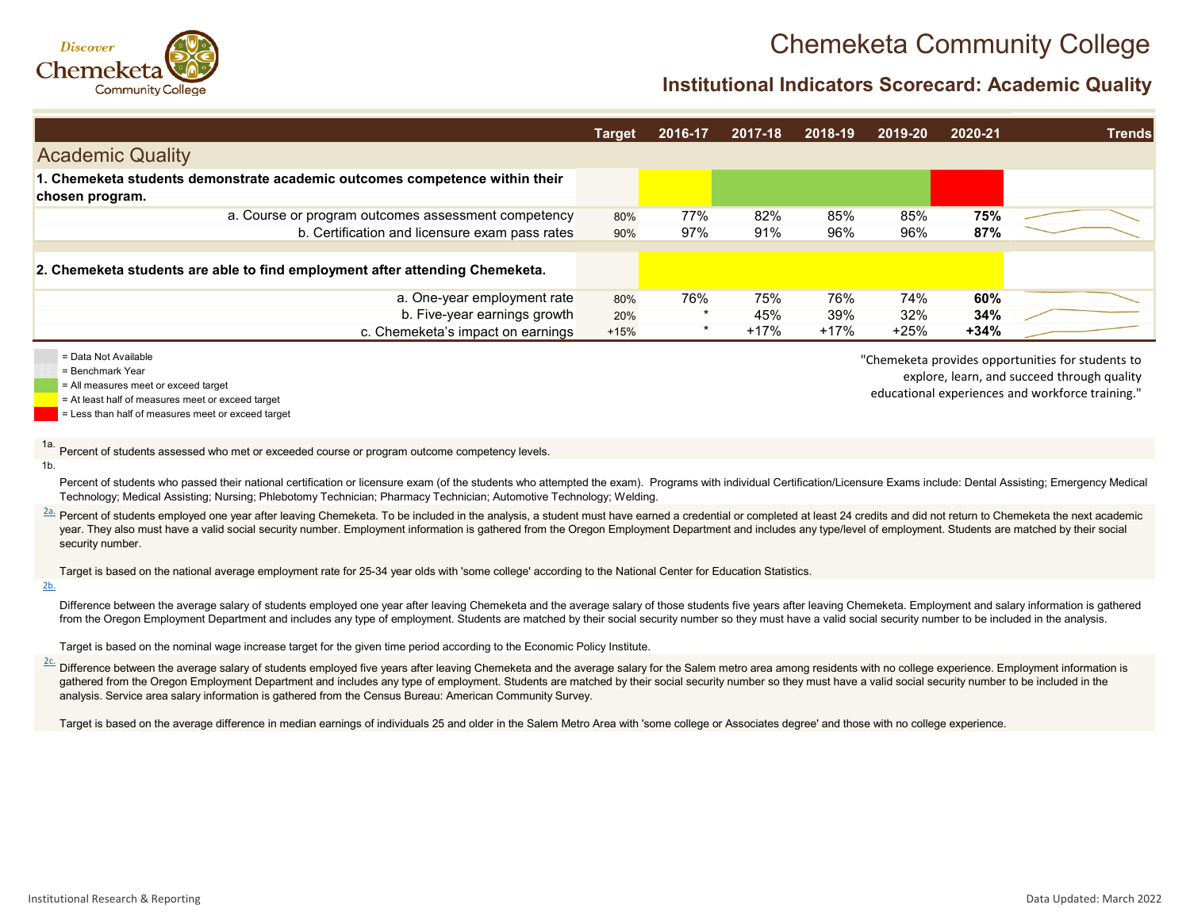# Chemeketa Community College

## Institutional Indicators Scorecard: Academic Quality

| | Target | 2016-17 | 2017-18 | 2018-19 | 2019-20 | 2020-21 | Trends |
|---|---|---|---|---|---|---|---|
| **Academic Quality** | | | | | | | |
| **1. Chemeketa students demonstrate academic outcomes competence within their chosen program.** | | | | | | | |
| a. Course or program outcomes assessment competency | 80% | 77% | 82% | 85% | 85% | **75%** | |
| b. Certification and licensure exam pass rates | 90% | 97% | 91% | 96% | 96% | **87%** | |
| **2. Chemeketa students are able to find employment after attending Chemeketa.** | | | | | | | |
| a. One-year employment rate | 80% | 76% | 75% | 76% | 74% | **60%** | |
| b. Five-year earnings growth | 20% | * | 45% | 39% | 32% | **34%** | |
| c. Chemeketa's impact on earnings | +15% | * | +17% | +17% | +25% | **+34%** | |

= Data Not Available
= Benchmark Year
= All measures meet or exceed target
= At least half of measures meet or exceed target
= Less than half of measures meet or exceed target

"Chemeketa provides opportunities for students to explore, learn, and succeed through quality educational experiences and workforce training."

1a. Percent of students assessed who met or exceeded course or program outcome competency levels.

1b. Percent of students who passed their national certification or licensure exam (of the students who attempted the exam). Programs with individual Certification/Licensure Exams include: Dental Assisting; Emergency Medical Technology; Medical Assisting; Nursing; Phlebotomy Technician; Pharmacy Technician; Automotive Technology; Welding.

2a. Percent of students employed one year after leaving Chemeketa. To be included in the analysis, a student must have earned a credential or completed at least 24 credits and did not return to Chemeketa the next academic year. They also must have a valid social security number. Employment information is gathered from the Oregon Employment Department and includes any type/level of employment. Students are matched by their social security number.

Target is based on the national average employment rate for 25-34 year olds with 'some college' according to the National Center for Education Statistics.

2b. Difference between the average salary of students employed one year after leaving Chemeketa and the average salary of those students five years after leaving Chemeketa. Employment and salary information is gathered from the Oregon Employment Department and includes any type of employment. Students are matched by their social security number so they must have a valid social security number to be included in the analysis.

Target is based on the nominal wage increase target for the given time period according to the Economic Policy Institute.

2c. Difference between the average salary of students employed five years after leaving Chemeketa and the average salary for the Salem metro area among residents with no college experience. Employment information is gathered from the Oregon Employment Department and includes any type of employment. Students are matched by their social security number so they must have a valid social security number to be included in the analysis. Service area salary information is gathered from the Census Bureau: American Community Survey.

Target is based on the average difference in median earnings of individuals 25 and older in the Salem Metro Area with 'some college or Associates degree' and those with no college experience.

Institutional Research & Reporting

Data Updated: March 2022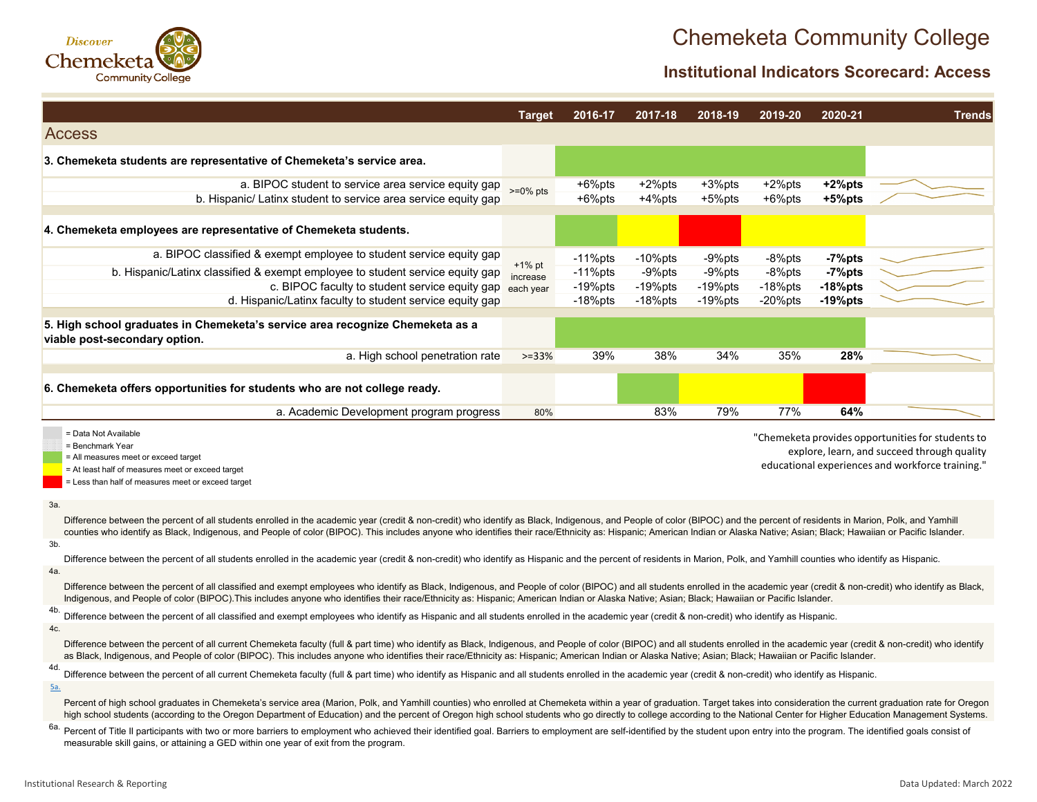# Chemeketa Community College

## Institutional Indicators Scorecard: Access

| | Target | 2016-17 | 2017-18 | 2018-19 | 2019-20 | 2020-21 | Trends |
|---|---|---|---|---|---|---|---|
| **Access** | | | | | | | |
| **3. Chemeketa students are representative of Chemeketa's service area.** | | | | | | | |
| a. BIPOC student to service area service equity gap | >=0% pts | +6%pts | +2%pts | +3%pts | +2%pts | **+2%pts** | |
| b. Hispanic/ Latinx student to service area service equity gap | | +6%pts | +4%pts | +5%pts | +6%pts | **+5%pts** | |
| **4. Chemeketa employees are representative of Chemeketa students.** | | | | | | | |
| a. BIPOC classified & exempt employee to student service equity gap | +1% pt increase each year | -11%pts | -10%pts | -9%pts | -8%pts | **-7%pts** | |
| b. Hispanic/Latinx classified & exempt employee to student service equity gap | | -11%pts | -9%pts | -9%pts | -8%pts | **-7%pts** | |
| c. BIPOC faculty to student service equity gap | | -19%pts | -19%pts | -19%pts | -18%pts | **-18%pts** | |
| d. Hispanic/Latinx faculty to student service equity gap | | -18%pts | -18%pts | -19%pts | -20%pts | **-19%pts** | |
| **5. High school graduates in Chemeketa's service area recognize Chemeketa as a viable post-secondary option.** | | | | | | | |
| a. High school penetration rate | >=33% | 39% | 38% | 34% | 35% | **28%** | |
| **6. Chemeketa offers opportunities for students who are not college ready.** | | | | | | | |
| a. Academic Development program progress | 80% | | 83% | 79% | 77% | **64%** | |

= Data Not Available
= Benchmark Year
= All measures meet or exceed target
= At least half of measures meet or exceed target
= Less than half of measures meet or exceed target

"Chemeketa provides opportunities for students to explore, learn, and succeed through quality educational experiences and workforce training."

3a. Difference between the percent of all students enrolled in the academic year (credit & non-credit) who identify as Black, Indigenous, and People of color (BIPOC) and the percent of residents in Marion, Polk, and Yamhill counties who identify as Black, Indigenous, and People of color (BIPOC). This includes anyone who identifies their race/Ethnicity as: Hispanic; American Indian or Alaska Native; Asian; Black; Hawaiian or Pacific Islander.

3b. Difference between the percent of all students enrolled in the academic year (credit & non-credit) who identify as Hispanic and the percent of residents in Marion, Polk, and Yamhill counties who identify as Hispanic.

4a. Difference between the percent of all classified and exempt employees who identify as Black, Indigenous, and People of color (BIPOC) and all students enrolled in the academic year (credit & non-credit) who identify as Black, Indigenous, and People of color (BIPOC).This includes anyone who identifies their race/Ethnicity as: Hispanic; American Indian or Alaska Native; Asian; Black; Hawaiian or Pacific Islander.

4b. Difference between the percent of all classified and exempt employees who identify as Hispanic and all students enrolled in the academic year (credit & non-credit) who identify as Hispanic.

4c. Difference between the percent of all current Chemeketa faculty (full & part time) who identify as Black, Indigenous, and People of color (BIPOC) and all students enrolled in the academic year (credit & non-credit) who identify as Black, Indigenous, and People of color (BIPOC). This includes anyone who identifies their race/Ethnicity as: Hispanic; American Indian or Alaska Native; Asian; Black; Hawaiian or Pacific Islander.

4d. Difference between the percent of all current Chemeketa faculty (full & part time) who identify as Hispanic and all students enrolled in the academic year (credit & non-credit) who identify as Hispanic.

5a. Percent of high school graduates in Chemeketa's service area (Marion, Polk, and Yamhill counties) who enrolled at Chemeketa within a year of graduation. Target takes into consideration the current graduation rate for Oregon high school students (according to the Oregon Department of Education) and the percent of Oregon high school students who go directly to college according to the National Center for Higher Education Management Systems.

6a. Percent of Title II participants with two or more barriers to employment who achieved their identified goal. Barriers to employment are self-identified by the student upon entry into the program. The identified goals consist of measurable skill gains, or attaining a GED within one year of exit from the program.

Institutional Research & Reporting

Data Updated: March 2022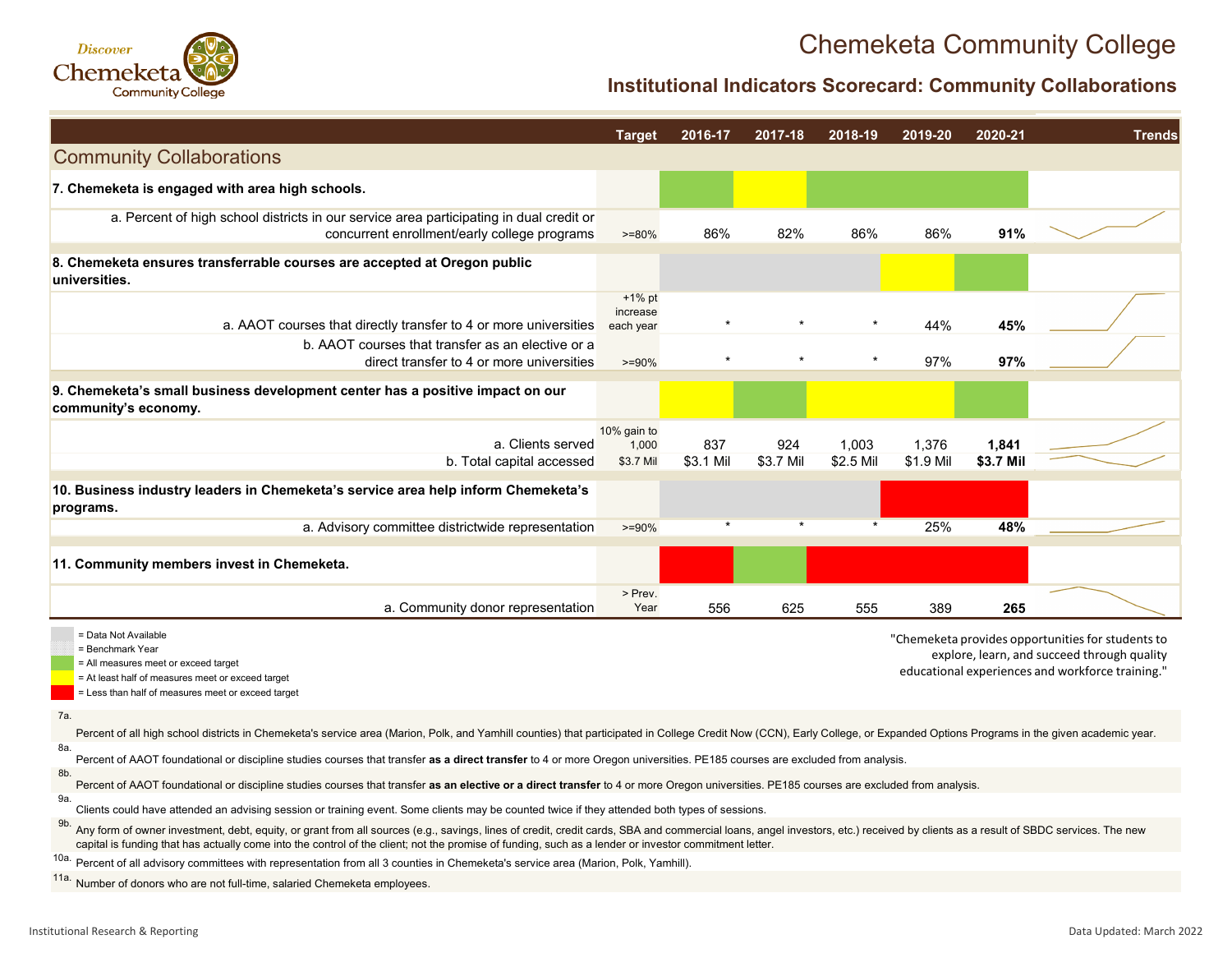# Chemeketa Community College

## Institutional Indicators Scorecard: Community Collaborations

| | Target | 2016-17 | 2017-18 | 2018-19 | 2019-20 | 2020-21 | Trends |
|---|---|---|---|---|---|---|---|
| **Community Collaborations** | | | | | | | |
| **7. Chemeketa is engaged with area high schools.** | | | | | | | |
| a. Percent of high school districts in our service area participating in dual credit or concurrent enrollment/early college programs | >=80% | 86% | 82% | 86% | 86% | **91%** | |
| **8. Chemeketa ensures transferrable courses are accepted at Oregon public universities.** | | | | | | | |
| a. AAOT courses that directly transfer to 4 or more universities | +1% pt increase each year | * | * | * | 44% | **45%** | |
| b. AAOT courses that transfer as an elective or a direct transfer to 4 or more universities | >=90% | * | * | * | 97% | **97%** | |
| **9. Chemeketa's small business development center has a positive impact on our community's economy.** | | | | | | | |
| a. Clients served | 10% gain to 1,000 | 837 | 924 | 1,003 | 1,376 | **1,841** | |
| b. Total capital accessed | $3.7 Mil | $3.1 Mil | $3.7 Mil | $2.5 Mil | $1.9 Mil | **$3.7 Mil** | |
| **10. Business industry leaders in Chemeketa's service area help inform Chemeketa's programs.** | | | | | | | |
| a. Advisory committee districtwide representation | >=90% | * | * | * | 25% | **48%** | |
| **11. Community members invest in Chemeketa.** | | | | | | | |
| a. Community donor representation | > Prev. Year | 556 | 625 | 555 | 389 | **265** | |

= Data Not Available
= Benchmark Year
= All measures meet or exceed target
= At least half of measures meet or exceed target
= Less than half of measures meet or exceed target

"Chemeketa provides opportunities for students to explore, learn, and succeed through quality educational experiences and workforce training."

7a. Percent of all high school districts in Chemeketa's service area (Marion, Polk, and Yamhill counties) that participated in College Credit Now (CCN), Early College, or Expanded Options Programs in the given academic year.

8a. Percent of AAOT foundational or discipline studies courses that transfer **as a direct transfer** to 4 or more Oregon universities. PE185 courses are excluded from analysis.

8b. Percent of AAOT foundational or discipline studies courses that transfer **as an elective or a direct transfer** to 4 or more Oregon universities. PE185 courses are excluded from analysis.

9a. Clients could have attended an advising session or training event. Some clients may be counted twice if they attended both types of sessions.

9b. Any form of owner investment, debt, equity, or grant from all sources (e.g., savings, lines of credit, credit cards, SBA and commercial loans, angel investors, etc.) received by clients as a result of SBDC services. The new capital is funding that has actually come into the control of the client; not the promise of funding, such as a lender or investor commitment letter.

10a. Percent of all advisory committees with representation from all 3 counties in Chemeketa's service area (Marion, Polk, Yamhill).

11a. Number of donors who are not full-time, salaried Chemeketa employees.

Institutional Research & Reporting

Data Updated: March 2022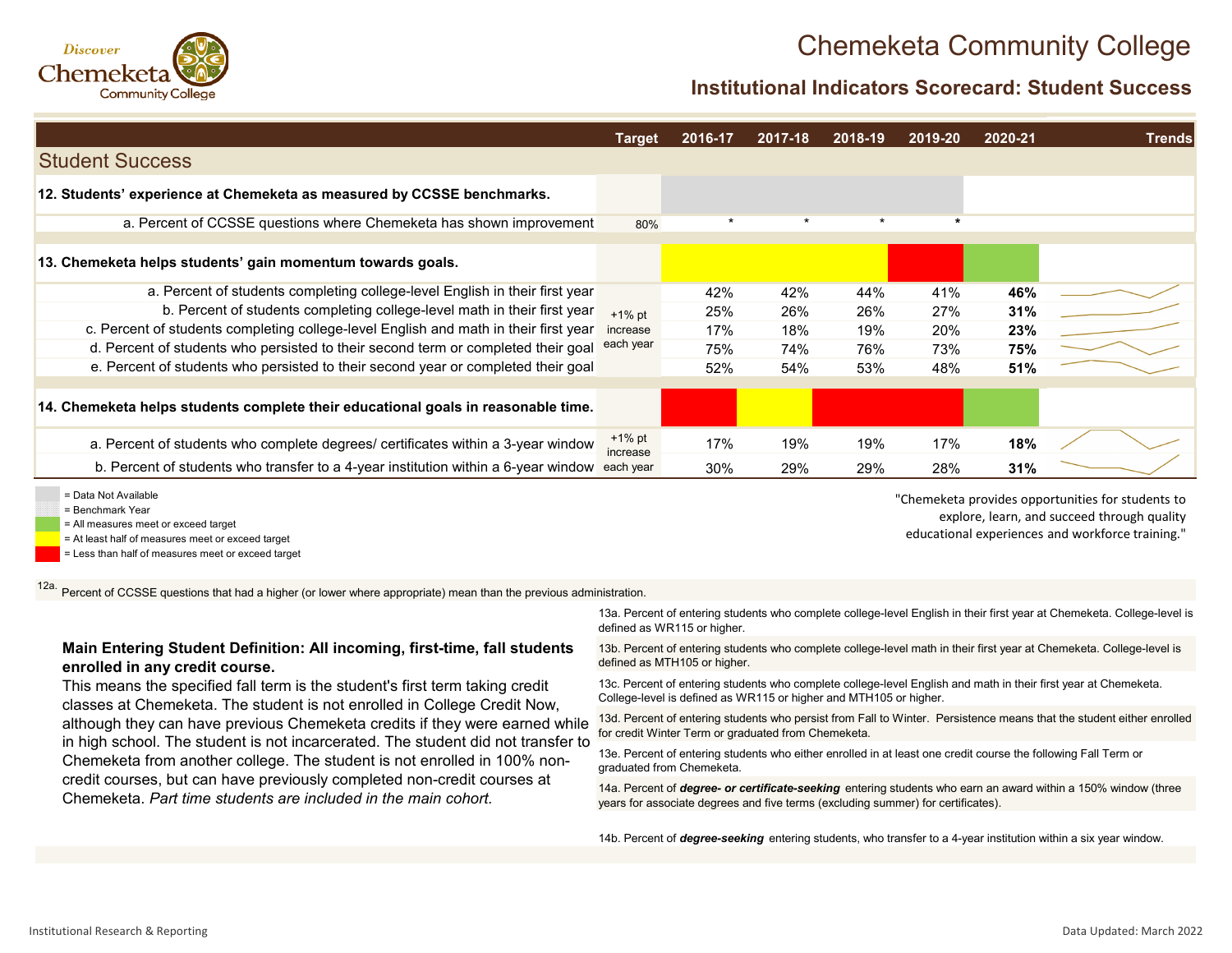# Chemeketa Community College

## Institutional Indicators Scorecard: Student Success

| | Target | 2016-17 | 2017-18 | 2018-19 | 2019-20 | 2020-21 | Trends |
|---|---|---|---|---|---|---|---|
| **Student Success** | | | | | | | |
| **12. Students' experience at Chemeketa as measured by CCSSE benchmarks.** | | | | | | | |
| a. Percent of CCSSE questions where Chemeketa has shown improvement | 80% | * | * | * | * | | |
| **13. Chemeketa helps students' gain momentum towards goals.** | | | | | | | |
| a. Percent of students completing college-level English in their first year | +1% pt increase each year | 42% | 42% | 44% | 41% | **46%** | |
| b. Percent of students completing college-level math in their first year | | 25% | 26% | 26% | 27% | **31%** | |
| c. Percent of students completing college-level English and math in their first year | | 17% | 18% | 19% | 20% | **23%** | |
| d. Percent of students who persisted to their second term or completed their goal | | 75% | 74% | 76% | 73% | **75%** | |
| e. Percent of students who persisted to their second year or completed their goal | | 52% | 54% | 53% | 48% | **51%** | |
| **14. Chemeketa helps students complete their educational goals in reasonable time.** | | | | | | | |
| a. Percent of students who complete degrees/ certificates within a 3-year window | +1% pt increase each year | 17% | 19% | 19% | 17% | **18%** | |
| b. Percent of students who transfer to a 4-year institution within a 6-year window | | 30% | 29% | 29% | 28% | **31%** | |

= Data Not Available
= Benchmark Year
= All measures meet or exceed target
= At least half of measures meet or exceed target
= Less than half of measures meet or exceed target

"Chemeketa provides opportunities for students to explore, learn, and succeed through quality educational experiences and workforce training."

12a. Percent of CCSSE questions that had a higher (or lower where appropriate) mean than the previous administration.

**Main Entering Student Definition: All incoming, first-time, fall students enrolled in any credit course.**
This means the specified fall term is the student's first term taking credit classes at Chemeketa. The student is not enrolled in College Credit Now, although they can have previous Chemeketa credits if they were earned while in high school. The student is not incarcerated. The student did not transfer to Chemeketa from another college. The student is not enrolled in 100% non-credit courses, but can have previously completed non-credit courses at Chemeketa. *Part time students are included in the main cohort.*

13a. Percent of entering students who complete college-level English in their first year at Chemeketa. College-level is defined as WR115 or higher.

13b. Percent of entering students who complete college-level math in their first year at Chemeketa. College-level is defined as MTH105 or higher.

13c. Percent of entering students who complete college-level English and math in their first year at Chemeketa. College-level is defined as WR115 or higher and MTH105 or higher.

13d. Percent of entering students who persist from Fall to Winter. Persistence means that the student either enrolled for credit Winter Term or graduated from Chemeketa.

13e. Percent of entering students who either enrolled in at least one credit course the following Fall Term or graduated from Chemeketa.

14a. Percent of ***degree- or certificate-seeking*** entering students who earn an award within a 150% window (three years for associate degrees and five terms (excluding summer) for certificates).

14b. Percent of ***degree-seeking*** entering students, who transfer to a 4-year institution within a six year window.

Institutional Research & Reporting

Data Updated: March 2022